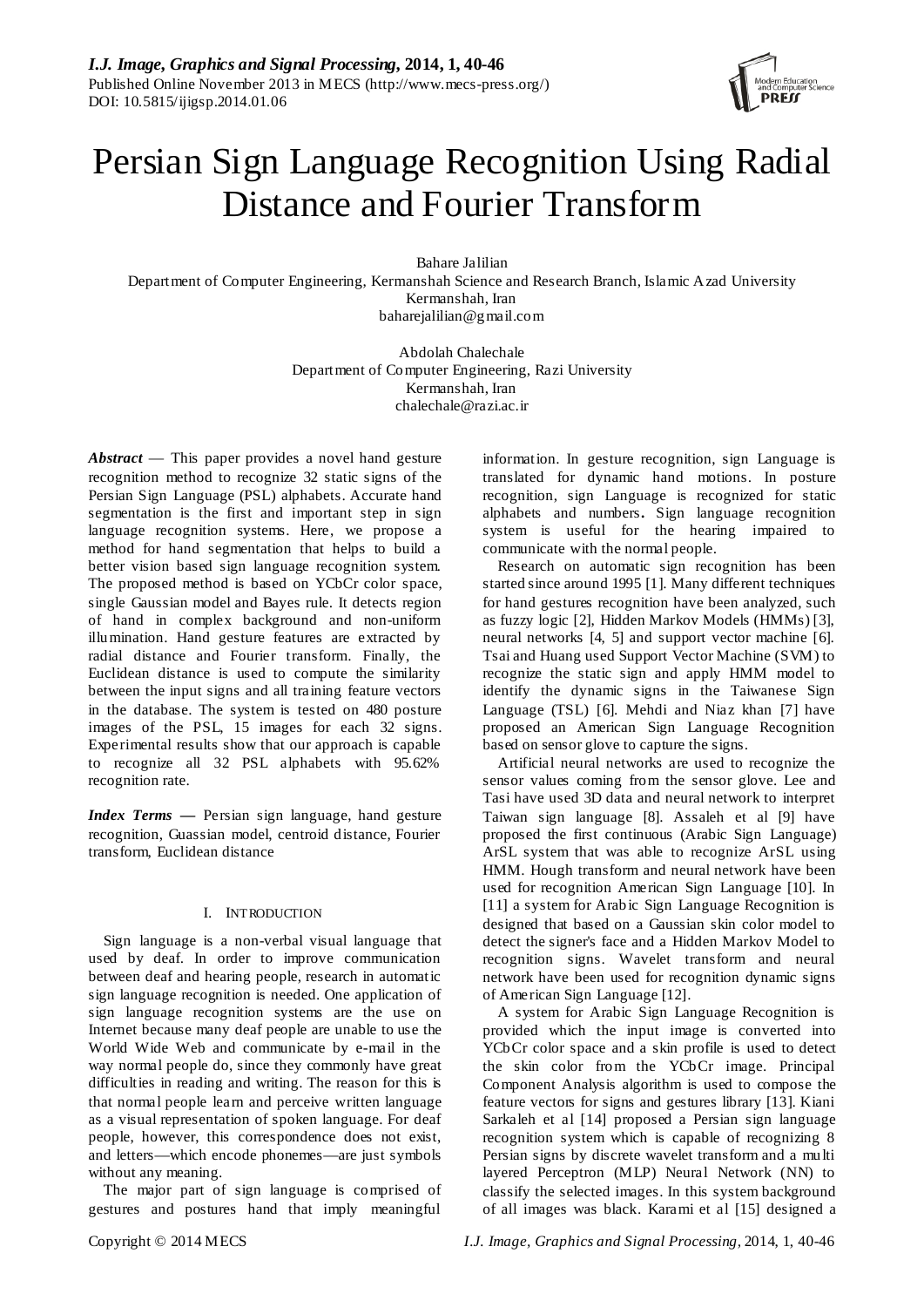# Persian Sign Language Recognition Using Radial Distance and Fourier Transform

Bahare Jalilian
Department of Computer Engineering, Kermanshah Science and Research Branch, Islamic Azad University
Kermanshah, Iran
baharejalilian@gmail.com

Abdolah Chalechale
Department of Computer Engineering, Razi University
Kermanshah, Iran
chalechale@razi.ac.ir

***Abstract*** — This paper provides a novel hand gesture recognition method to recognize 32 static signs of the Persian Sign Language (PSL) alphabets. Accurate hand segmentation is the first and important step in sign language recognition systems. Here, we propose a method for hand segmentation that helps to build a better vision based sign language recognition system. The proposed method is based on YCbCr color space, single Gaussian model and Bayes rule. It detects region of hand in complex background and non-uniform illumination. Hand gesture features are extracted by radial distance and Fourier transform. Finally, the Euclidean distance is used to compute the similarity between the input signs and all training feature vectors in the database. The system is tested on 480 posture images of the PSL, 15 images for each 32 signs. Experimental results show that our approach is capable to recognize all 32 PSL alphabets with 95.62% recognition rate.

***Index Terms*** — Persian sign language, hand gesture recognition, Guassian model, centroid distance, Fourier transform, Euclidean distance

## I. INTRODUCTION

Sign language is a non-verbal visual language that used by deaf. In order to improve communication between deaf and hearing people, research in automatic sign language recognition is needed. One application of sign language recognition systems are the use on Internet because many deaf people are unable to use the World Wide Web and communicate by e-mail in the way normal people do, since they commonly have great difficulties in reading and writing. The reason for this is that normal people learn and perceive written language as a visual representation of spoken language. For deaf people, however, this correspondence does not exist, and letters—which encode phonemes—are just symbols without any meaning.

The major part of sign language is comprised of gestures and postures hand that imply meaningful information. In gesture recognition, sign Language is translated for dynamic hand motions. In posture recognition, sign Language is recognized for static alphabets and numbers**.** Sign language recognition system is useful for the hearing impaired to communicate with the normal people.

Research on automatic sign recognition has been started since around 1995 [1]. Many different techniques for hand gestures recognition have been analyzed, such as fuzzy logic [2], Hidden Markov Models (HMMs) [3], neural networks [4, 5] and support vector machine [6]. Tsai and Huang used Support Vector Machine (SVM) to recognize the static sign and apply HMM model to identify the dynamic signs in the Taiwanese Sign Language (TSL) [6]. Mehdi and Niaz khan [7] have proposed an American Sign Language Recognition based on sensor glove to capture the signs.

Artificial neural networks are used to recognize the sensor values coming from the sensor glove. Lee and Tasi have used 3D data and neural network to interpret Taiwan sign language [8]. Assaleh et al [9] have proposed the first continuous (Arabic Sign Language) ArSL system that was able to recognize ArSL using HMM. Hough transform and neural network have been used for recognition American Sign Language [10]. In [11] a system for Arabic Sign Language Recognition is designed that based on a Gaussian skin color model to detect the signer's face and a Hidden Markov Model to recognition signs. Wavelet transform and neural network have been used for recognition dynamic signs of American Sign Language [12].

A system for Arabic Sign Language Recognition is provided which the input image is converted into YCbCr color space and a skin profile is used to detect the skin color from the YCbCr image. Principal Component Analysis algorithm is used to compose the feature vectors for signs and gestures library [13]. Kiani Sarkaleh et al [14] proposed a Persian sign language recognition system which is capable of recognizing 8 Persian signs by discrete wavelet transform and a multi layered Perceptron (MLP) Neural Network (NN) to classify the selected images. In this system background of all images was black. Karami et al [15] designed a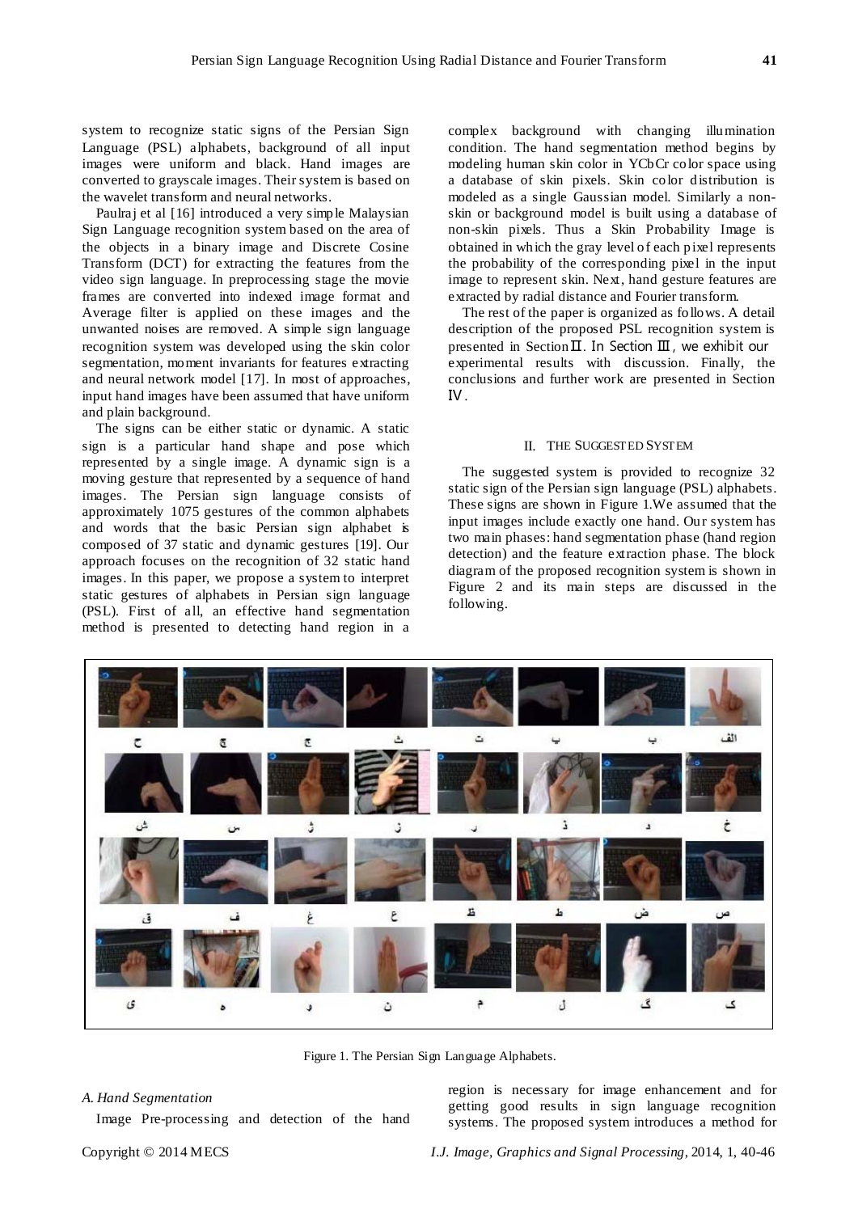system to recognize static signs of the Persian Sign Language (PSL) alphabets, background of all input images were uniform and black. Hand images are converted to grayscale images. Their system is based on the wavelet transform and neural networks.

Paulraj et al [16] introduced a very simple Malaysian Sign Language recognition system based on the area of the objects in a binary image and Discrete Cosine Transform (DCT) for extracting the features from the video sign language. In preprocessing stage the movie frames are converted into indexed image format and Average filter is applied on these images and the unwanted noises are removed. A simple sign language recognition system was developed using the skin color segmentation, moment invariants for features extracting and neural network model [17]. In most of approaches, input hand images have been assumed that have uniform and plain background.

The signs can be either static or dynamic. A static sign is a particular hand shape and pose which represented by a single image. A dynamic sign is a moving gesture that represented by a sequence of hand images. The Persian sign language consists of approximately 1075 gestures of the common alphabets and words that the basic Persian sign alphabet is composed of 37 static and dynamic gestures [19]. Our approach focuses on the recognition of 32 static hand images. In this paper, we propose a system to interpret static gestures of alphabets in Persian sign language (PSL). First of all, an effective hand segmentation method is presented to detecting hand region in a complex background with changing illumination condition. The hand segmentation method begins by modeling human skin color in YCbCr color space using a database of skin pixels. Skin color distribution is modeled as a single Gaussian model. Similarly a non-skin or background model is built using a database of non-skin pixels. Thus a Skin Probability Image is obtained in which the gray level of each pixel represents the probability of the corresponding pixel in the input image to represent skin. Next, hand gesture features are extracted by radial distance and Fourier transform.

The rest of the paper is organized as follows. A detail description of the proposed PSL recognition system is presented in Section II. In Section III, we exhibit our experimental results with discussion. Finally, the conclusions and further work are presented in Section IV.

## II. THE SUGGESTED SYSTEM

The suggested system is provided to recognize 32 static sign of the Persian sign language (PSL) alphabets. These signs are shown in Figure 1.We assumed that the input images include exactly one hand. Our system has two main phases: hand segmentation phase (hand region detection) and the feature extraction phase. The block diagram of the proposed recognition system is shown in Figure 2 and its main steps are discussed in the following.

Figure 1. The Persian Sign Language Alphabets.

### A. Hand Segmentation

Image Pre-processing and detection of the hand region is necessary for image enhancement and for getting good results in sign language recognition systems. The proposed system introduces a method for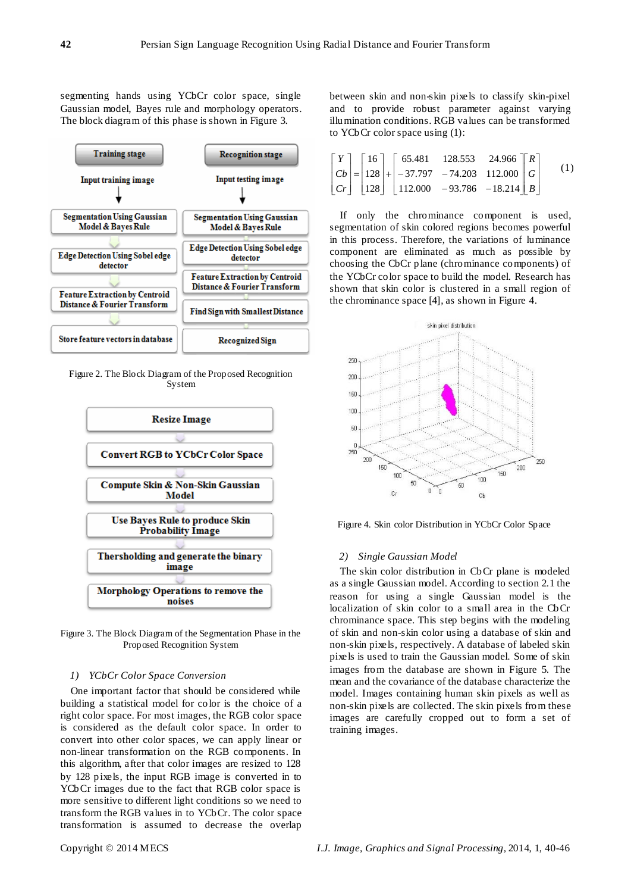segmenting hands using YCbCr color space, single Gaussian model, Bayes rule and morphology operators. The block diagram of this phase is shown in Figure 3.

Figure 2. The Block Diagram of the Proposed Recognition System

Figure 3. The Block Diagram of the Segmentation Phase in the Proposed Recognition System

### 1) YCbCr Color Space Conversion

One important factor that should be considered while building a statistical model for color is the choice of a right color space. For most images, the RGB color space is considered as the default color space. In order to convert into other color spaces, we can apply linear or non-linear transformation on the RGB components. In this algorithm, after that color images are resized to 128 by 128 pixels, the input RGB image is converted in to YCbCr images due to the fact that RGB color space is more sensitive to different light conditions so we need to transform the RGB values in to YCbCr. The color space transformation is assumed to decrease the overlap between skin and non-skin pixels to classify skin-pixel and to provide robust parameter against varying illumination conditions. RGB values can be transformed to YCbCr color space using (1):

$$\begin{bmatrix} Y \\ Cb \\ Cr \end{bmatrix} = \begin{bmatrix} 16 \\ 128 \\ 128 \end{bmatrix} + \begin{bmatrix} 65.481 & 128.553 & 24.966 \\ -37.797 & -74.203 & 112.000 \\ 112.000 & -93.786 & -18.214 \end{bmatrix} \begin{bmatrix} R \\ G \\ B \end{bmatrix} \quad (1)$$

If only the chrominance component is used, segmentation of skin colored regions becomes powerful in this process. Therefore, the variations of luminance component are eliminated as much as possible by choosing the CbCr plane (chrominance components) of the YCbCr color space to build the model. Research has shown that skin color is clustered in a small region of the chrominance space [4], as shown in Figure 4.

Figure 4. Skin color Distribution in YCbCr Color Space

### 2) Single Gaussian Model

The skin color distribution in CbCr plane is modeled as a single Gaussian model. According to section 2.1 the reason for using a single Gaussian model is the localization of skin color to a small area in the CbCr chrominance space. This step begins with the modeling of skin and non-skin color using a database of skin and non-skin pixels, respectively. A database of labeled skin pixels is used to train the Gaussian model. Some of skin images from the database are shown in Figure 5. The mean and the covariance of the database characterize the model. Images containing human skin pixels as well as non-skin pixels are collected. The skin pixels from these images are carefully cropped out to form a set of training images.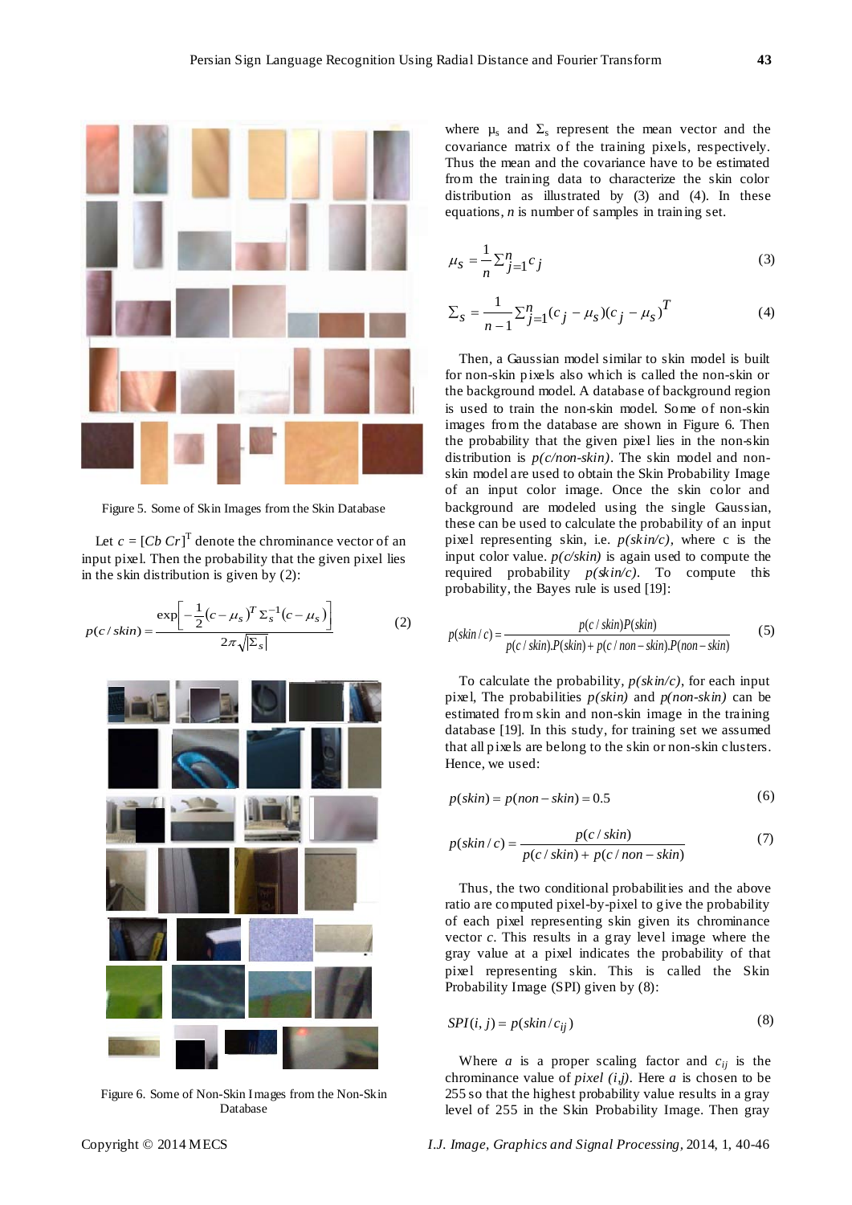Figure 5. Some of Skin Images from the Skin Database

Let $c = [Cb\ Cr]^T$ denote the chrominance vector of an input pixel. Then the probability that the given pixel lies in the skin distribution is given by (2):

$$p(c/skin) = \frac{\exp\left[-\frac{1}{2}(c-\mu_s)^T \Sigma_s^{-1}(c-\mu_s)\right]}{2\pi\sqrt{|\Sigma_s|}} \tag{2}$$

Figure 6. Some of Non-Skin Images from the Non-Skin Database

where $\mu_s$ and $\Sigma_s$ represent the mean vector and the covariance matrix of the training pixels, respectively. Thus the mean and the covariance have to be estimated from the training data to characterize the skin color distribution as illustrated by (3) and (4). In these equations, $n$ is number of samples in training set.

$$\mu_s = \frac{1}{n}\Sigma_{j=1}^{n} c_j \tag{3}$$

$$\Sigma_s = \frac{1}{n-1}\Sigma_{j=1}^{n}(c_j - \mu_s)(c_j - \mu_s)^T \tag{4}$$

Then, a Gaussian model similar to skin model is built for non-skin pixels also which is called the non-skin or the background model. A database of background region is used to train the non-skin model. Some of non-skin images from the database are shown in Figure 6. Then the probability that the given pixel lies in the non-skin distribution is *p(c/non-skin)*. The skin model and non-skin model are used to obtain the Skin Probability Image of an input color image. Once the skin color and background are modeled using the single Gaussian, these can be used to calculate the probability of an input pixel representing skin, i.e. *p(skin/c)*, where c is the input color value. *p(c/skin)* is again used to compute the required probability *p(skin/c)*. To compute this probability, the Bayes rule is used [19]:

$$p(skin/c) = \frac{p(c/skin)P(skin)}{p(c/skin).P(skin) + p(c/non-skin).P(non-skin)} \tag{5}$$

To calculate the probability, *p(skin/c)*, for each input pixel, The probabilities *p(skin)* and *p(non-skin)* can be estimated from skin and non-skin image in the training database [19]. In this study, for training set we assumed that all pixels are belong to the skin or non-skin clusters. Hence, we used:

$$p(skin) = p(non-skin) = 0.5 \tag{6}$$

$$p(skin/c) = \frac{p(c/skin)}{p(c/skin) + p(c/non-skin)} \tag{7}$$

Thus, the two conditional probabilities and the above ratio are computed pixel-by-pixel to give the probability of each pixel representing skin given its chrominance vector $c$. This results in a gray level image where the gray value at a pixel indicates the probability of that pixel representing skin. This is called the Skin Probability Image (SPI) given by (8):

$$SPI(i,j) = p(skin/c_{ij}) \tag{8}$$

Where $a$ is a proper scaling factor and $c_{ij}$ is the chrominance value of *pixel (i,j)*. Here $a$ is chosen to be 255 so that the highest probability value results in a gray level of 255 in the Skin Probability Image. Then gray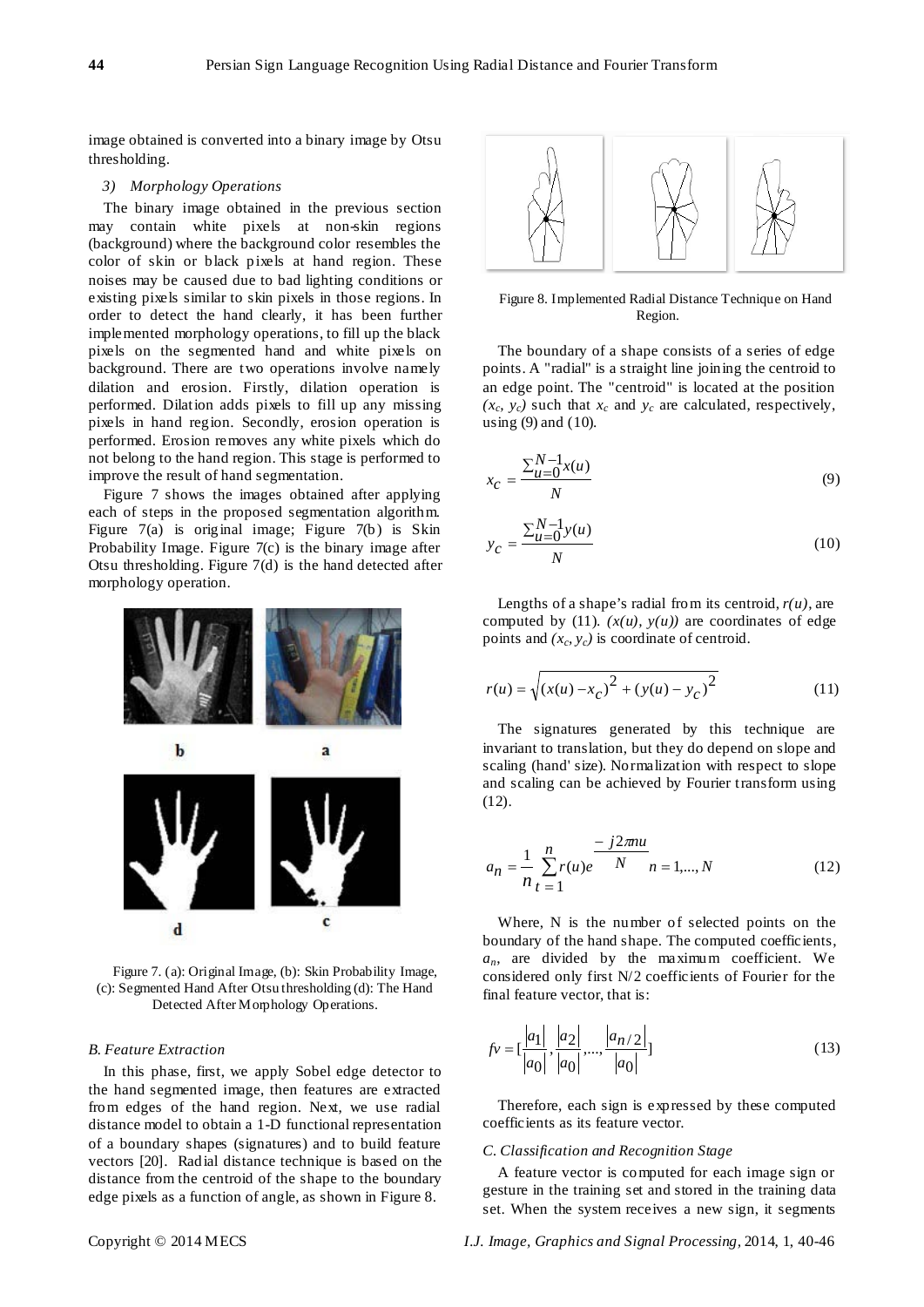image obtained is converted into a binary image by Otsu thresholding.

*3) Morphology Operations*

The binary image obtained in the previous section may contain white pixels at non-skin regions (background) where the background color resembles the color of skin or black pixels at hand region. These noises may be caused due to bad lighting conditions or existing pixels similar to skin pixels in those regions. In order to detect the hand clearly, it has been further implemented morphology operations, to fill up the black pixels on the segmented hand and white pixels on background. There are two operations involve namely dilation and erosion. Firstly, dilation operation is performed. Dilation adds pixels to fill up any missing pixels in hand region. Secondly, erosion operation is performed. Erosion removes any white pixels which do not belong to the hand region. This stage is performed to improve the result of hand segmentation.

Figure 7 shows the images obtained after applying each of steps in the proposed segmentation algorithm. Figure 7(a) is original image; Figure 7(b) is Skin Probability Image. Figure 7(c) is the binary image after Otsu thresholding. Figure 7(d) is the hand detected after morphology operation.

Figure 7. (a): Original Image, (b): Skin Probability Image, (c): Segmented Hand After Otsu thresholding (d): The Hand Detected After Morphology Operations.

### B. Feature Extraction

In this phase, first, we apply Sobel edge detector to the hand segmented image, then features are extracted from edges of the hand region. Next, we use radial distance model to obtain a 1-D functional representation of a boundary shapes (signatures) and to build feature vectors [20]. Radial distance technique is based on the distance from the centroid of the shape to the boundary edge pixels as a function of angle, as shown in Figure 8.

Figure 8. Implemented Radial Distance Technique on Hand Region.

The boundary of a shape consists of a series of edge points. A "radial" is a straight line joining the centroid to an edge point. The "centroid" is located at the position $(x_c, y_c)$ such that $x_c$ and $y_c$ are calculated, respectively, using (9) and (10).

$$x_c = \frac{\sum_{u=0}^{N-1} x(u)}{N} \tag{9}$$

$$y_c = \frac{\sum_{u=0}^{N-1} y(u)}{N} \tag{10}$$

Lengths of a shape's radial from its centroid, $r(u)$, are computed by (11). $(x(u), y(u))$ are coordinates of edge points and $(x_c, y_c)$ is coordinate of centroid.

$$r(u) = \sqrt{(x(u) - x_c)^2 + (y(u) - y_c)^2} \tag{11}$$

The signatures generated by this technique are invariant to translation, but they do depend on slope and scaling (hand' size). Normalization with respect to slope and scaling can be achieved by Fourier transform using (12).

$$a_n = \frac{1}{n} \sum_{t=1}^{n} r(u) e^{\frac{-j2\pi nu}{N}} \quad n = 1, ..., N \tag{12}$$

Where, N is the number of selected points on the boundary of the hand shape. The computed coefficients, $a_n$, are divided by the maximum coefficient. We considered only first N/2 coefficients of Fourier for the final feature vector, that is:

$$fv = [\frac{|a_1|}{|a_0|}, \frac{|a_2|}{|a_0|}, ..., \frac{|a_{n/2}|}{|a_0|}] \tag{13}$$

Therefore, each sign is expressed by these computed coefficients as its feature vector.

### C. Classification and Recognition Stage

A feature vector is computed for each image sign or gesture in the training set and stored in the training data set. When the system receives a new sign, it segments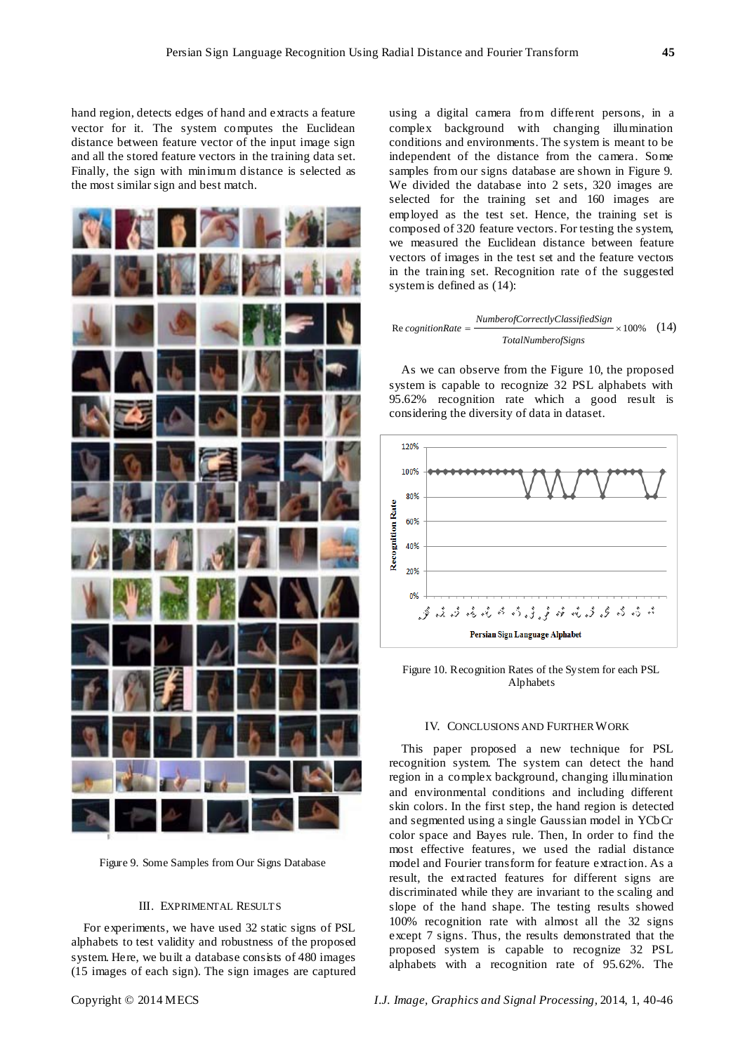hand region, detects edges of hand and extracts a feature vector for it. The system computes the Euclidean distance between feature vector of the input image sign and all the stored feature vectors in the training data set. Finally, the sign with minimum distance is selected as the most similar sign and best match.

Figure 9. Some Samples from Our Signs Database

## III. EXPRIMENTAL RESULTS

For experiments, we have used 32 static signs of PSL alphabets to test validity and robustness of the proposed system. Here, we built a database consists of 480 images (15 images of each sign). The sign images are captured using a digital camera from different persons, in a complex background with changing illumination conditions and environments. The system is meant to be independent of the distance from the camera. Some samples from our signs database are shown in Figure 9. We divided the database into 2 sets, 320 images are selected for the training set and 160 images are employed as the test set. Hence, the training set is composed of 320 feature vectors. For testing the system, we measured the Euclidean distance between feature vectors of images in the test set and the feature vectors in the training set. Recognition rate of the suggested system is defined as (14):

$$\text{Re}\,cognitionRate = \frac{NumberofCorrectlyClassifiedSign}{TotalNumberofSigns} \times 100\% \quad (14)$$

As we can observe from the Figure 10, the proposed system is capable to recognize 32 PSL alphabets with 95.62% recognition rate which a good result is considering the diversity of data in dataset.

Figure 10. Recognition Rates of the System for each PSL Alphabets

## IV. CONCLUSIONS AND FURTHER WORK

This paper proposed a new technique for PSL recognition system. The system can detect the hand region in a complex background, changing illumination and environmental conditions and including different skin colors. In the first step, the hand region is detected and segmented using a single Gaussian model in YCbCr color space and Bayes rule. Then, In order to find the most effective features, we used the radial distance model and Fourier transform for feature extraction. As a result, the extracted features for different signs are discriminated while they are invariant to the scaling and slope of the hand shape. The testing results showed 100% recognition rate with almost all the 32 signs except 7 signs. Thus, the results demonstrated that the proposed system is capable to recognize 32 PSL alphabets with a recognition rate of 95.62%. The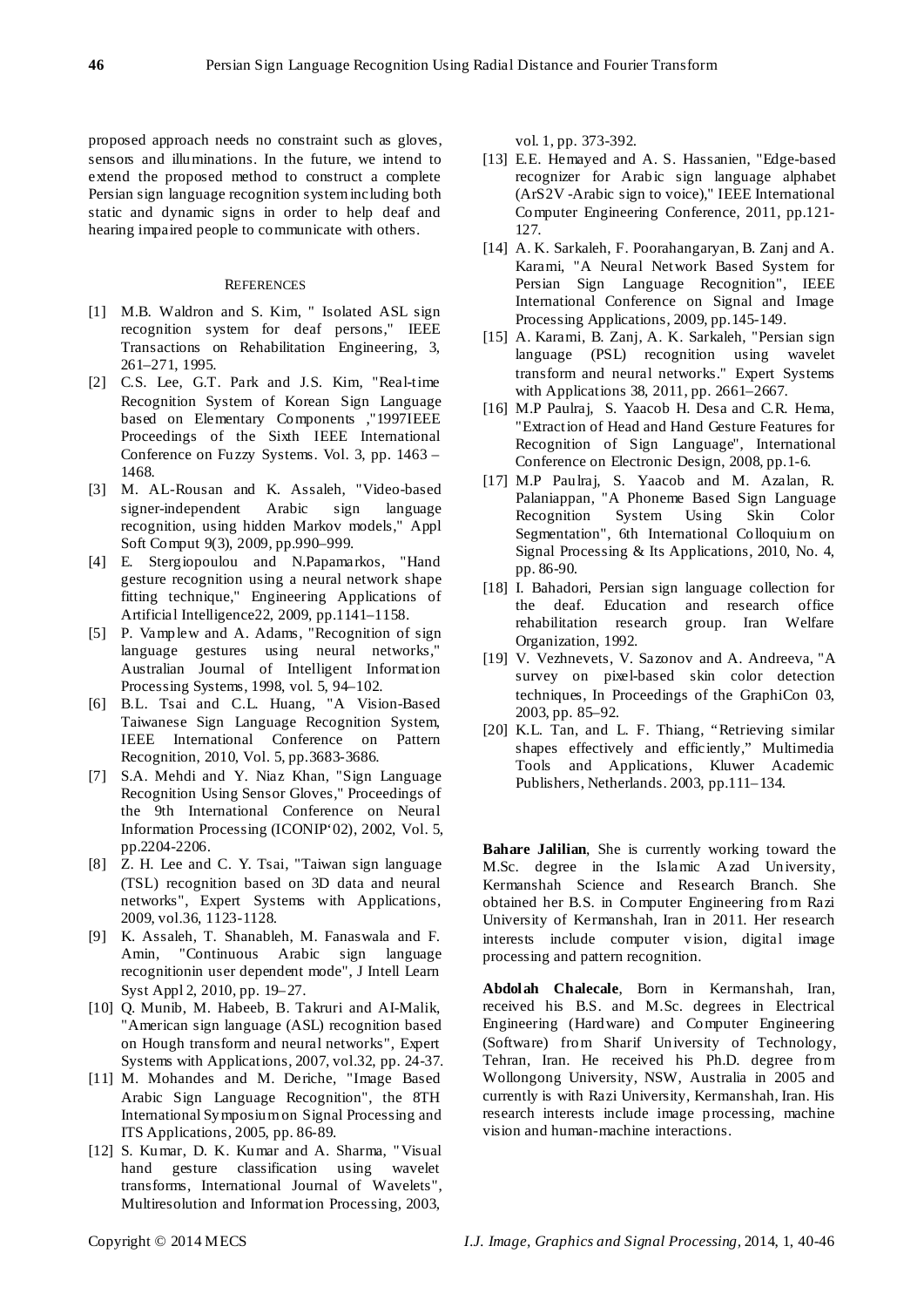proposed approach needs no constraint such as gloves, sensors and illuminations. In the future, we intend to extend the proposed method to construct a complete Persian sign language recognition system including both static and dynamic signs in order to help deaf and hearing impaired people to communicate with others.

## REFERENCES

[1] M.B. Waldron and S. Kim, " Isolated ASL sign recognition system for deaf persons," IEEE Transactions on Rehabilitation Engineering, 3, 261–271, 1995.

[2] C.S. Lee, G.T. Park and J.S. Kim, "Real-time Recognition System of Korean Sign Language based on Elementary Components ,"1997IEEE Proceedings of the Sixth IEEE International Conference on Fuzzy Systems. Vol. 3, pp. 1463 – 1468.

[3] M. AL-Rousan and K. Assaleh, "Video-based signer-independent Arabic sign language recognition, using hidden Markov models," Appl Soft Comput 9(3), 2009, pp.990–999.

[4] E. Stergiopoulou and N.Papamarkos, "Hand gesture recognition using a neural network shape fitting technique," Engineering Applications of Artificial Intelligence22, 2009, pp.1141–1158.

[5] P. Vamplew and A. Adams, "Recognition of sign language gestures using neural networks," Australian Journal of Intelligent Information Processing Systems, 1998, vol. 5, 94–102.

[6] B.L. Tsai and C.L. Huang, "A Vision-Based Taiwanese Sign Language Recognition System, IEEE International Conference on Pattern Recognition, 2010, Vol. 5, pp.3683-3686.

[7] S.A. Mehdi and Y. Niaz Khan, "Sign Language Recognition Using Sensor Gloves," Proceedings of the 9th International Conference on Neural Information Processing (ICONIP'02), 2002, Vol. 5, pp.2204-2206.

[8] Z. H. Lee and C. Y. Tsai, "Taiwan sign language (TSL) recognition based on 3D data and neural networks", Expert Systems with Applications, 2009, vol.36, 1123-1128.

[9] K. Assaleh, T. Shanableh, M. Fanaswala and F. Amin, "Continuous Arabic sign language recognitionin user dependent mode", J Intell Learn Syst Appl 2, 2010, pp. 19–27.

[10] Q. Munib, M. Habeeb, B. Takruri and AI-Malik, "American sign language (ASL) recognition based on Hough transform and neural networks", Expert Systems with Applications, 2007, vol.32, pp. 24-37.

[11] M. Mohandes and M. Deriche, "Image Based Arabic Sign Language Recognition", the 8TH International Symposium on Signal Processing and ITS Applications, 2005, pp. 86-89.

[12] S. Kumar, D. K. Kumar and A. Sharma, "Visual hand gesture classification using wavelet transforms, International Journal of Wavelets", Multiresolution and Information Processing, 2003, vol. 1, pp. 373-392.

[13] E.E. Hemayed and A. S. Hassanien, "Edge-based recognizer for Arabic sign language alphabet (ArS2V -Arabic sign to voice)," IEEE International Computer Engineering Conference, 2011, pp.121-127.

[14] A. K. Sarkaleh, F. Poorahangaryan, B. Zanj and A. Karami, "A Neural Network Based System for Persian Sign Language Recognition", IEEE International Conference on Signal and Image Processing Applications, 2009, pp.145-149.

[15] A. Karami, B. Zanj, A. K. Sarkaleh, "Persian sign language (PSL) recognition using wavelet transform and neural networks." Expert Systems with Applications 38, 2011, pp. 2661–2667.

[16] M.P Paulraj, S. Yaacob H. Desa and C.R. Hema, "Extraction of Head and Hand Gesture Features for Recognition of Sign Language", International Conference on Electronic Design, 2008, pp.1-6.

[17] M.P Paulraj, S. Yaacob and M. Azalan, R. Palaniappan, "A Phoneme Based Sign Language Recognition System Using Skin Color Segmentation", 6th International Colloquium on Signal Processing & Its Applications, 2010, No. 4, pp. 86-90.

[18] I. Bahadori, Persian sign language collection for the deaf. Education and research office rehabilitation research group. Iran Welfare Organization, 1992.

[19] V. Vezhnevets, V. Sazonov and A. Andreeva, "A survey on pixel-based skin color detection techniques, In Proceedings of the GraphiCon 03, 2003, pp. 85–92.

[20] K.L. Tan, and L. F. Thiang, "Retrieving similar shapes effectively and efficiently," Multimedia Tools and Applications, Kluwer Academic Publishers, Netherlands. 2003, pp.111–134.

**Bahare Jalilian**, She is currently working toward the M.Sc. degree in the Islamic Azad University, Kermanshah Science and Research Branch. She obtained her B.S. in Computer Engineering from Razi University of Kermanshah, Iran in 2011. Her research interests include computer vision, digital image processing and pattern recognition.

**Abdolah Chalecale**, Born in Kermanshah, Iran, received his B.S. and M.Sc. degrees in Electrical Engineering (Hardware) and Computer Engineering (Software) from Sharif University of Technology, Tehran, Iran. He received his Ph.D. degree from Wollongong University, NSW, Australia in 2005 and currently is with Razi University, Kermanshah, Iran. His research interests include image processing, machine vision and human-machine interactions.